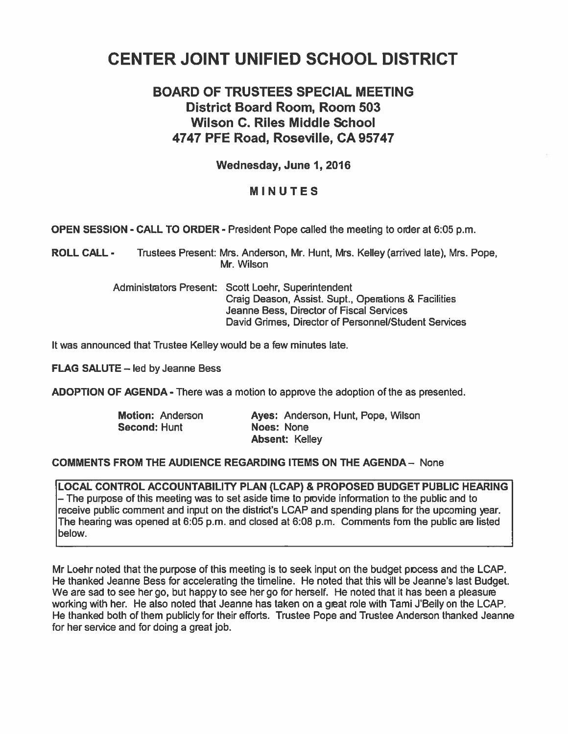# CENTER JOINT UNIFIED SCHOOL DISTRICT

## BOARD OF TRUSTEES SPECIAL MEETING
## District Board Room, Room 503
## Wilson C. Riles Middle School
## 4747 PFE Road, Roseville, CA 95747

**Wednesday, June 1, 2016**

**MINUTES**

**OPEN SESSION - CALL TO ORDER -** President Pope called the meeting to order at 6:05 p.m.

**ROLL CALL -** Trustees Present: Mrs. Anderson, Mr. Hunt, Mrs. Kelley (arrived late), Mrs. Pope, Mr. Wilson

Administrators Present: Scott Loehr, Superintendent
Craig Deason, Assist. Supt., Operations & Facilities
Jeanne Bess, Director of Fiscal Services
David Grimes, Director of Personnel/Student Services

It was announced that Trustee Kelley would be a few minutes late.

**FLAG SALUTE** – led by Jeanne Bess

**ADOPTION OF AGENDA -** There was a motion to approve the adoption of the as presented.

**Motion:** Anderson
**Second:** Hunt

**Ayes:** Anderson, Hunt, Pope, Wilson
**Noes:** None
**Absent:** Kelley

**COMMENTS FROM THE AUDIENCE REGARDING ITEMS ON THE AGENDA** – None

**LOCAL CONTROL ACCOUNTABILITY PLAN (LCAP) & PROPOSED BUDGET PUBLIC HEARING** – The purpose of this meeting was to set aside time to provide information to the public and to receive public comment and input on the district's LCAP and spending plans for the upcoming year. The hearing was opened at 6:05 p.m. and closed at 6:08 p.m. Comments fom the public are listed below.

Mr Loehr noted that the purpose of this meeting is to seek input on the budget process and the LCAP. He thanked Jeanne Bess for accelerating the timeline. He noted that this will be Jeanne's last Budget. We are sad to see her go, but happy to see her go for herself. He noted that it has been a pleasure working with her. He also noted that Jeanne has taken on a great role with Tami J'Beily on the LCAP. He thanked both of them publicly for their efforts. Trustee Pope and Trustee Anderson thanked Jeanne for her service and for doing a great job.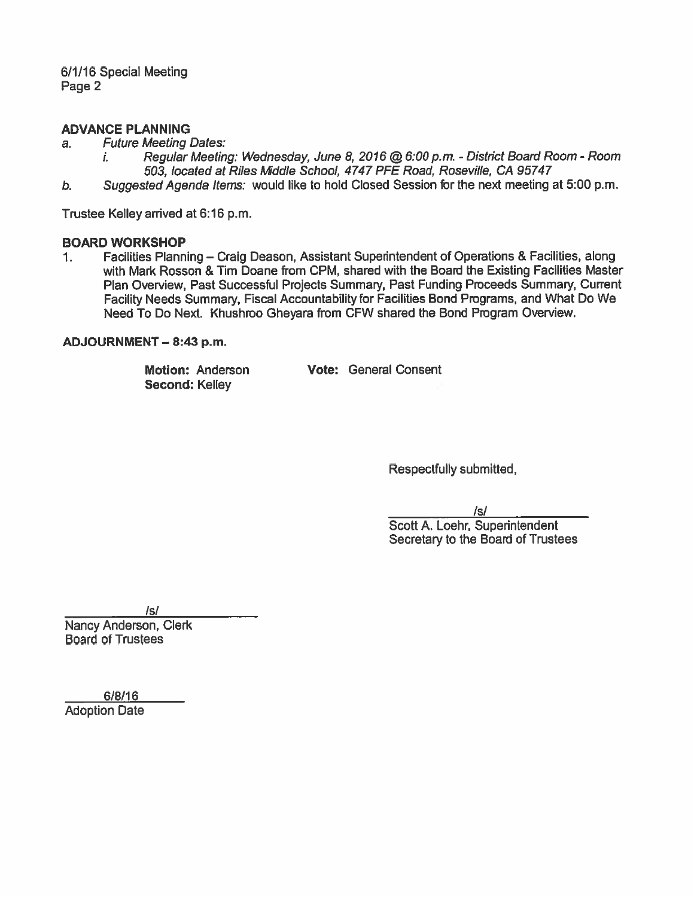## ADVANCE PLANNING

a. *Future Meeting Dates:*
   i. *Regular Meeting: Wednesday, June 8, 2016 @ 6:00 p.m. - District Board Room - Room 503, located at Riles Middle School, 4747 PFE Road, Roseville, CA 95747*

b. *Suggested Agenda Items:* would like to hold Closed Session for the next meeting at 5:00 p.m.

Trustee Kelley arrived at 6:16 p.m.

## BOARD WORKSHOP

1. Facilities Planning – Craig Deason, Assistant Superintendent of Operations & Facilities, along with Mark Rosson & Tim Doane from CPM, shared with the Board the Existing Facilities Master Plan Overview, Past Successful Projects Summary, Past Funding Proceeds Summary, Current Facility Needs Summary, Fiscal Accountability for Facilities Bond Programs, and What Do We Need To Do Next. Khushroo Gheyara from CFW shared the Bond Program Overview.

## ADJOURNMENT – 8:43 p.m.

**Motion:** Anderson  
**Second:** Kelley  
**Vote:** General Consent

Respectfully submitted,

/s/  
Scott A. Loehr, Superintendent  
Secretary to the Board of Trustees

/s/  
Nancy Anderson, Clerk  
Board of Trustees

6/8/16  
Adoption Date